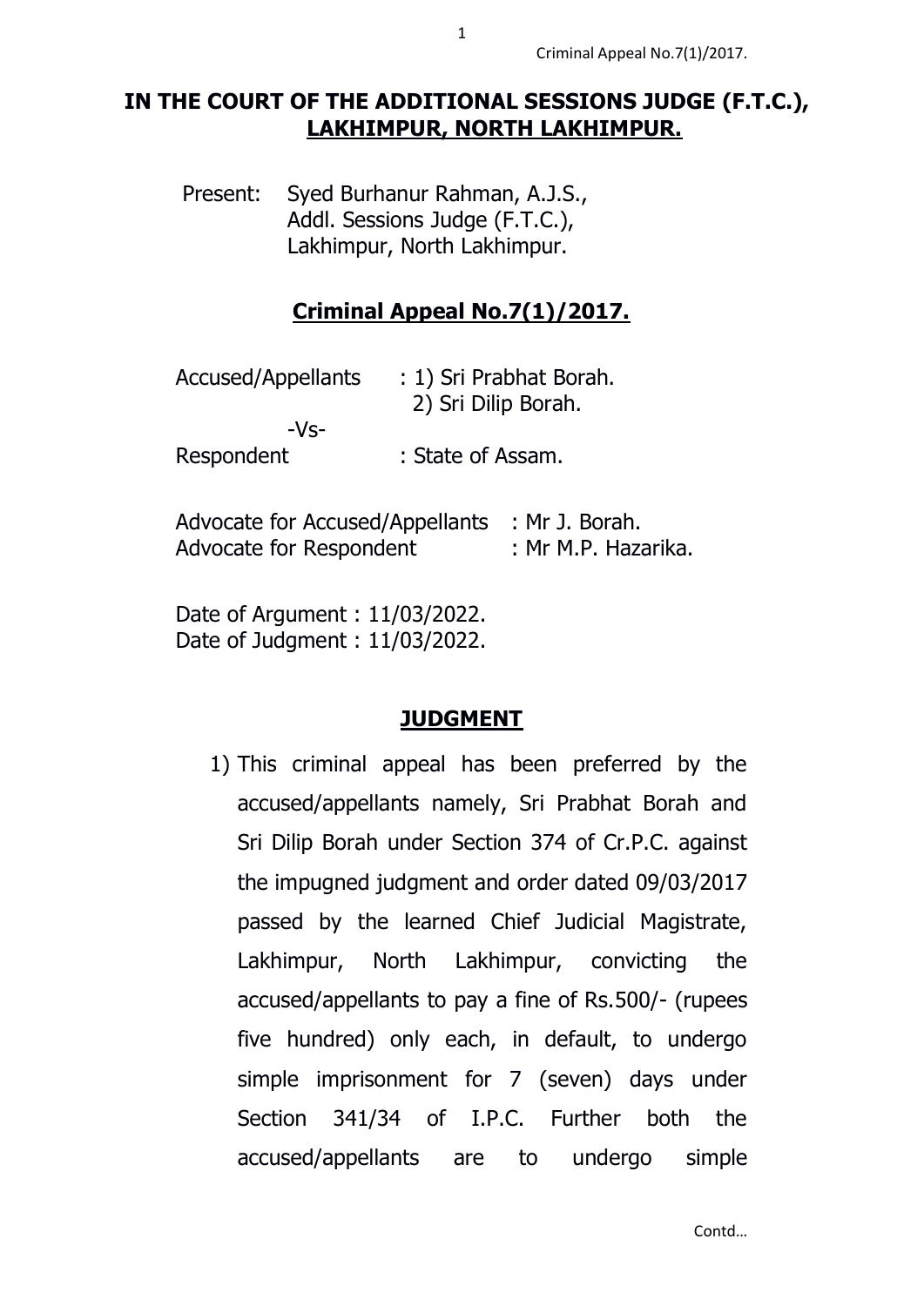# IN THE COURT OF THE ADDITIONAL SESSIONS JUDGE (F.T.C.), LAKHIMPUR, NORTH LAKHIMPUR.

Present: Syed Burhanur Rahman, A.J.S.,
Addl. Sessions Judge (F.T.C.),
Lakhimpur, North Lakhimpur.

## Criminal Appeal No.7(1)/2017.

Accused/Appellants : 1) Sri Prabhat Borah.
2) Sri Dilip Borah.

-Vs-

Respondent : State of Assam.

Advocate for Accused/Appellants : Mr J. Borah.
Advocate for Respondent : Mr M.P. Hazarika.

Date of Argument : 11/03/2022.
Date of Judgment : 11/03/2022.

## JUDGMENT

1) This criminal appeal has been preferred by the accused/appellants namely, Sri Prabhat Borah and Sri Dilip Borah under Section 374 of Cr.P.C. against the impugned judgment and order dated 09/03/2017 passed by the learned Chief Judicial Magistrate, Lakhimpur, North Lakhimpur, convicting the accused/appellants to pay a fine of Rs.500/- (rupees five hundred) only each, in default, to undergo simple imprisonment for 7 (seven) days under Section 341/34 of I.P.C. Further both the accused/appellants are to undergo simple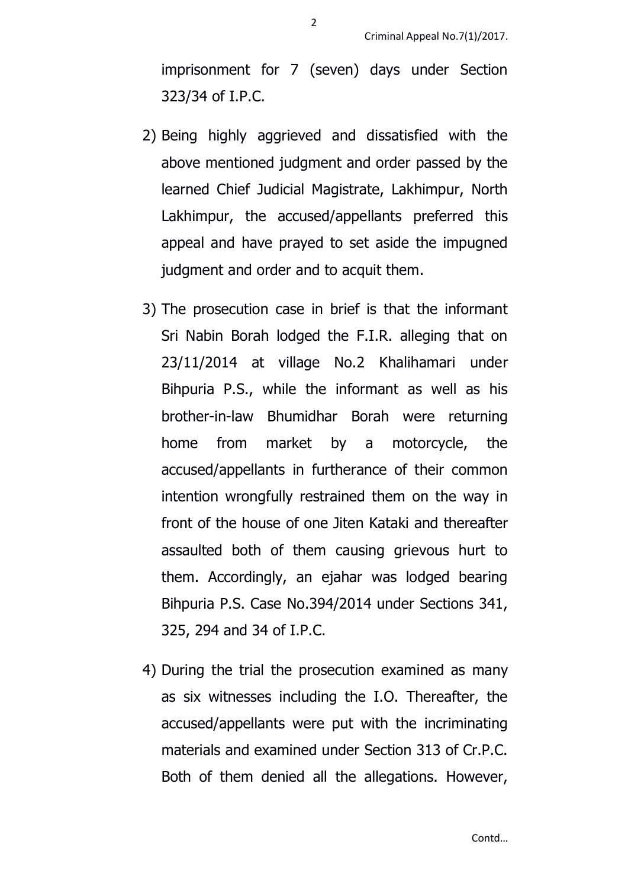imprisonment for 7 (seven) days under Section 323/34 of I.P.C.

2) Being highly aggrieved and dissatisfied with the above mentioned judgment and order passed by the learned Chief Judicial Magistrate, Lakhimpur, North Lakhimpur, the accused/appellants preferred this appeal and have prayed to set aside the impugned judgment and order and to acquit them.

3) The prosecution case in brief is that the informant Sri Nabin Borah lodged the F.I.R. alleging that on 23/11/2014 at village No.2 Khalihamari under Bihpuria P.S., while the informant as well as his brother-in-law Bhumidhar Borah were returning home from market by a motorcycle, the accused/appellants in furtherance of their common intention wrongfully restrained them on the way in front of the house of one Jiten Kataki and thereafter assaulted both of them causing grievous hurt to them. Accordingly, an ejahar was lodged bearing Bihpuria P.S. Case No.394/2014 under Sections 341, 325, 294 and 34 of I.P.C.

4) During the trial the prosecution examined as many as six witnesses including the I.O. Thereafter, the accused/appellants were put with the incriminating materials and examined under Section 313 of Cr.P.C. Both of them denied all the allegations. However,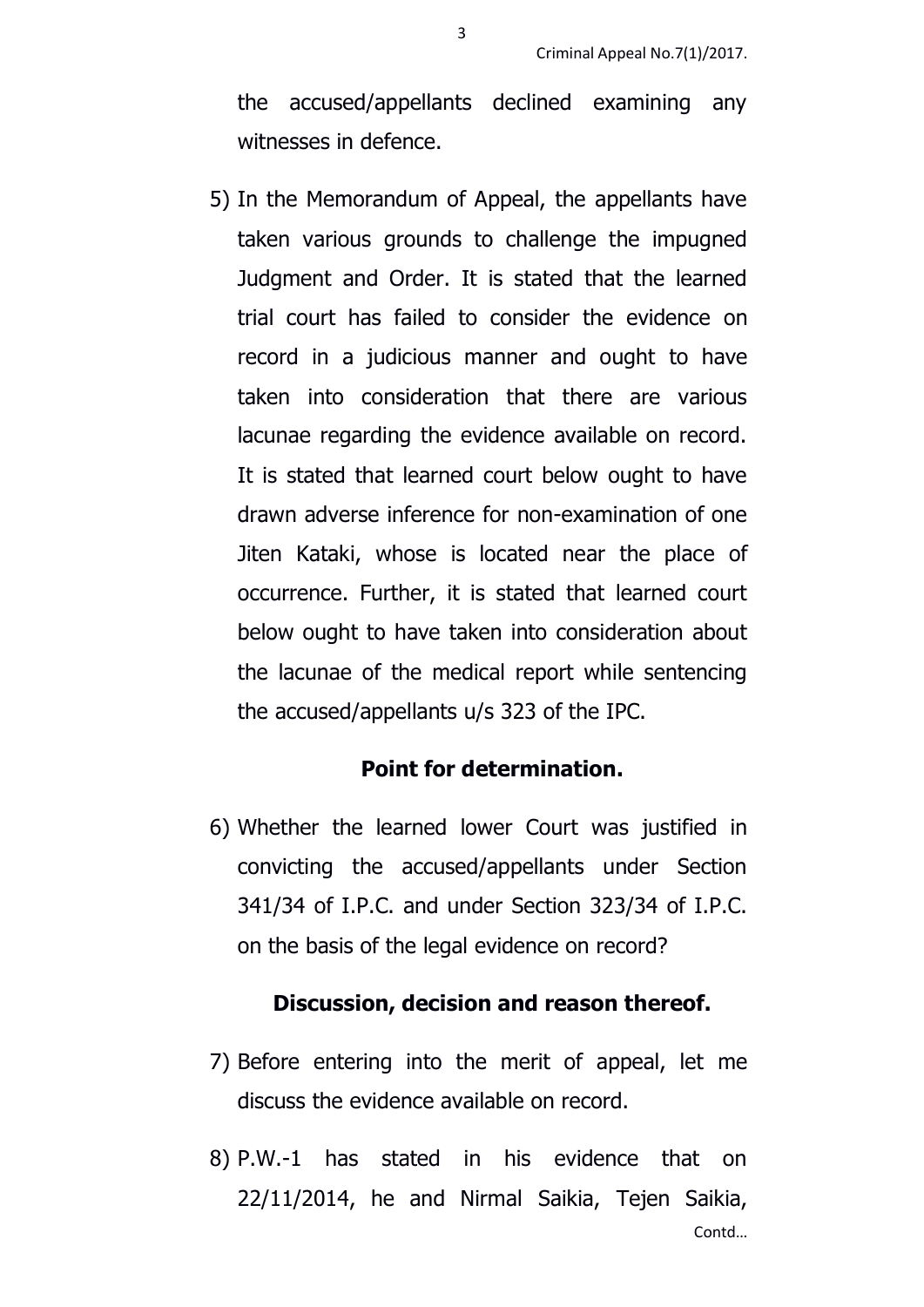the accused/appellants declined examining any witnesses in defence.

5) In the Memorandum of Appeal, the appellants have taken various grounds to challenge the impugned Judgment and Order. It is stated that the learned trial court has failed to consider the evidence on record in a judicious manner and ought to have taken into consideration that there are various lacunae regarding the evidence available on record. It is stated that learned court below ought to have drawn adverse inference for non-examination of one Jiten Kataki, whose is located near the place of occurrence. Further, it is stated that learned court below ought to have taken into consideration about the lacunae of the medical report while sentencing the accused/appellants u/s 323 of the IPC.

### Point for determination.

6) Whether the learned lower Court was justified in convicting the accused/appellants under Section 341/34 of I.P.C. and under Section 323/34 of I.P.C. on the basis of the legal evidence on record?

### Discussion, decision and reason thereof.

7) Before entering into the merit of appeal, let me discuss the evidence available on record.

8) P.W.-1 has stated in his evidence that on 22/11/2014, he and Nirmal Saikia, Tejen Saikia,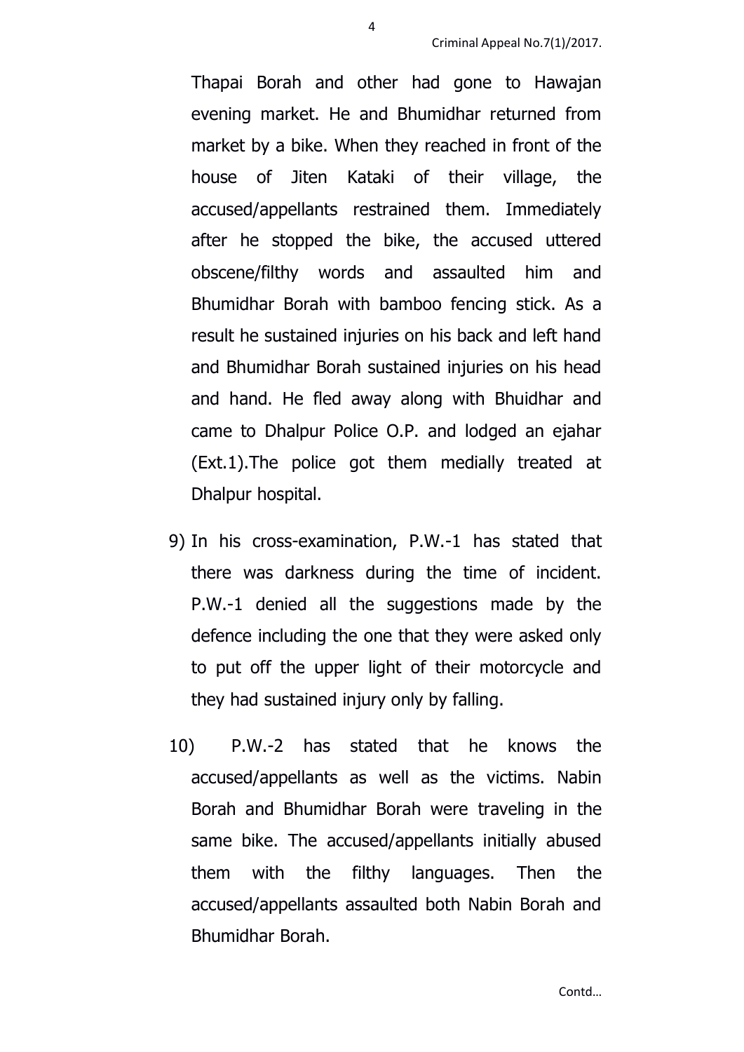Thapai Borah and other had gone to Hawajan evening market. He and Bhumidhar returned from market by a bike. When they reached in front of the house of Jiten Kataki of their village, the accused/appellants restrained them. Immediately after he stopped the bike, the accused uttered obscene/filthy words and assaulted him and Bhumidhar Borah with bamboo fencing stick. As a result he sustained injuries on his back and left hand and Bhumidhar Borah sustained injuries on his head and hand. He fled away along with Bhuidhar and came to Dhalpur Police O.P. and lodged an ejahar (Ext.1).The police got them medially treated at Dhalpur hospital.

9) In his cross-examination, P.W.-1 has stated that there was darkness during the time of incident. P.W.-1 denied all the suggestions made by the defence including the one that they were asked only to put off the upper light of their motorcycle and they had sustained injury only by falling.

10) P.W.-2 has stated that he knows the accused/appellants as well as the victims. Nabin Borah and Bhumidhar Borah were traveling in the same bike. The accused/appellants initially abused them with the filthy languages. Then the accused/appellants assaulted both Nabin Borah and Bhumidhar Borah.

Contd…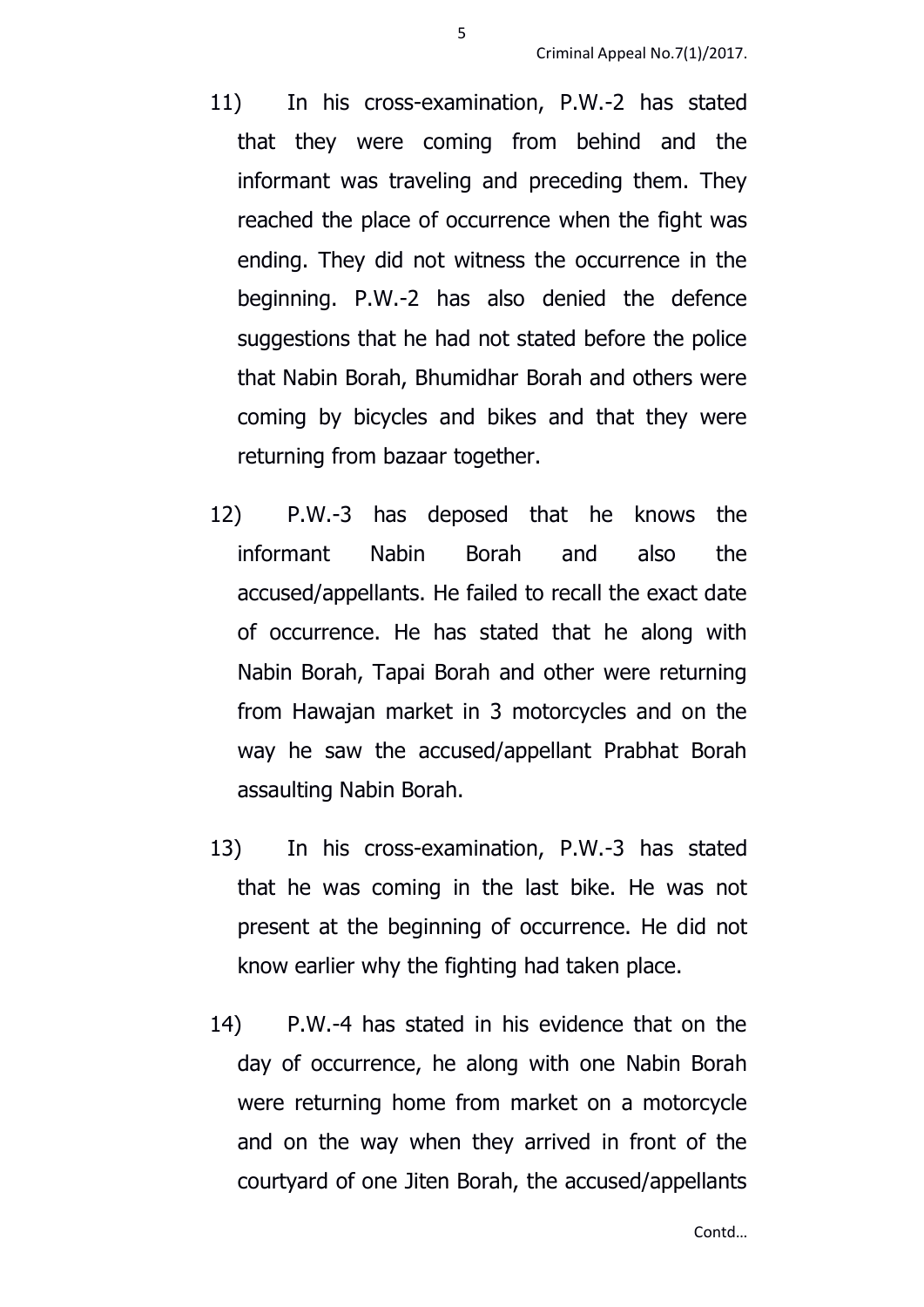11) In his cross-examination, P.W.-2 has stated that they were coming from behind and the informant was traveling and preceding them. They reached the place of occurrence when the fight was ending. They did not witness the occurrence in the beginning. P.W.-2 has also denied the defence suggestions that he had not stated before the police that Nabin Borah, Bhumidhar Borah and others were coming by bicycles and bikes and that they were returning from bazaar together.

12) P.W.-3 has deposed that he knows the informant Nabin Borah and also the accused/appellants. He failed to recall the exact date of occurrence. He has stated that he along with Nabin Borah, Tapai Borah and other were returning from Hawajan market in 3 motorcycles and on the way he saw the accused/appellant Prabhat Borah assaulting Nabin Borah.

13) In his cross-examination, P.W.-3 has stated that he was coming in the last bike. He was not present at the beginning of occurrence. He did not know earlier why the fighting had taken place.

14) P.W.-4 has stated in his evidence that on the day of occurrence, he along with one Nabin Borah were returning home from market on a motorcycle and on the way when they arrived in front of the courtyard of one Jiten Borah, the accused/appellants

Contd…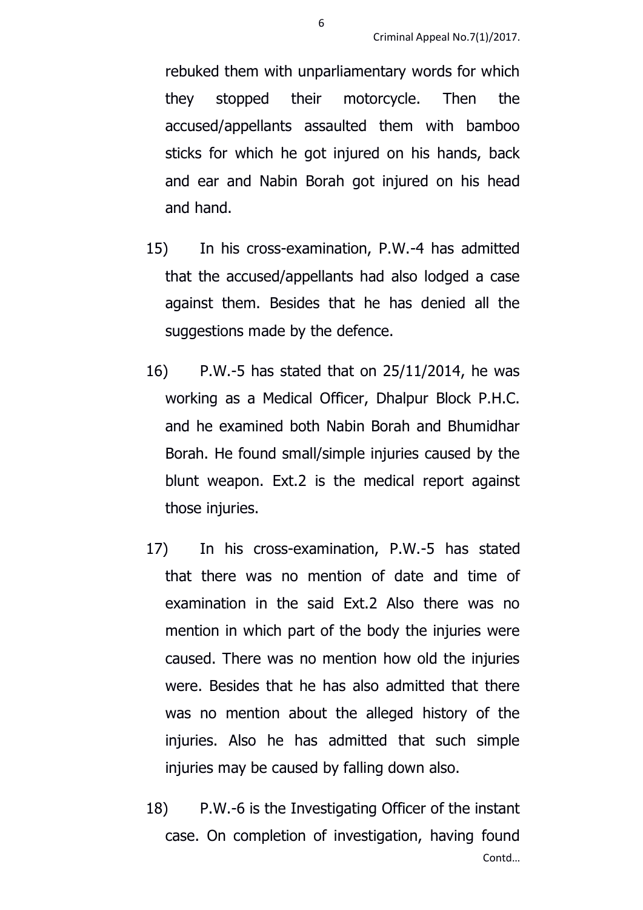rebuked them with unparliamentary words for which they stopped their motorcycle. Then the accused/appellants assaulted them with bamboo sticks for which he got injured on his hands, back and ear and Nabin Borah got injured on his head and hand.

15) In his cross-examination, P.W.-4 has admitted that the accused/appellants had also lodged a case against them. Besides that he has denied all the suggestions made by the defence.

16) P.W.-5 has stated that on 25/11/2014, he was working as a Medical Officer, Dhalpur Block P.H.C. and he examined both Nabin Borah and Bhumidhar Borah. He found small/simple injuries caused by the blunt weapon. Ext.2 is the medical report against those injuries.

17) In his cross-examination, P.W.-5 has stated that there was no mention of date and time of examination in the said Ext.2 Also there was no mention in which part of the body the injuries were caused. There was no mention how old the injuries were. Besides that he has also admitted that there was no mention about the alleged history of the injuries. Also he has admitted that such simple injuries may be caused by falling down also.

18) P.W.-6 is the Investigating Officer of the instant case. On completion of investigation, having found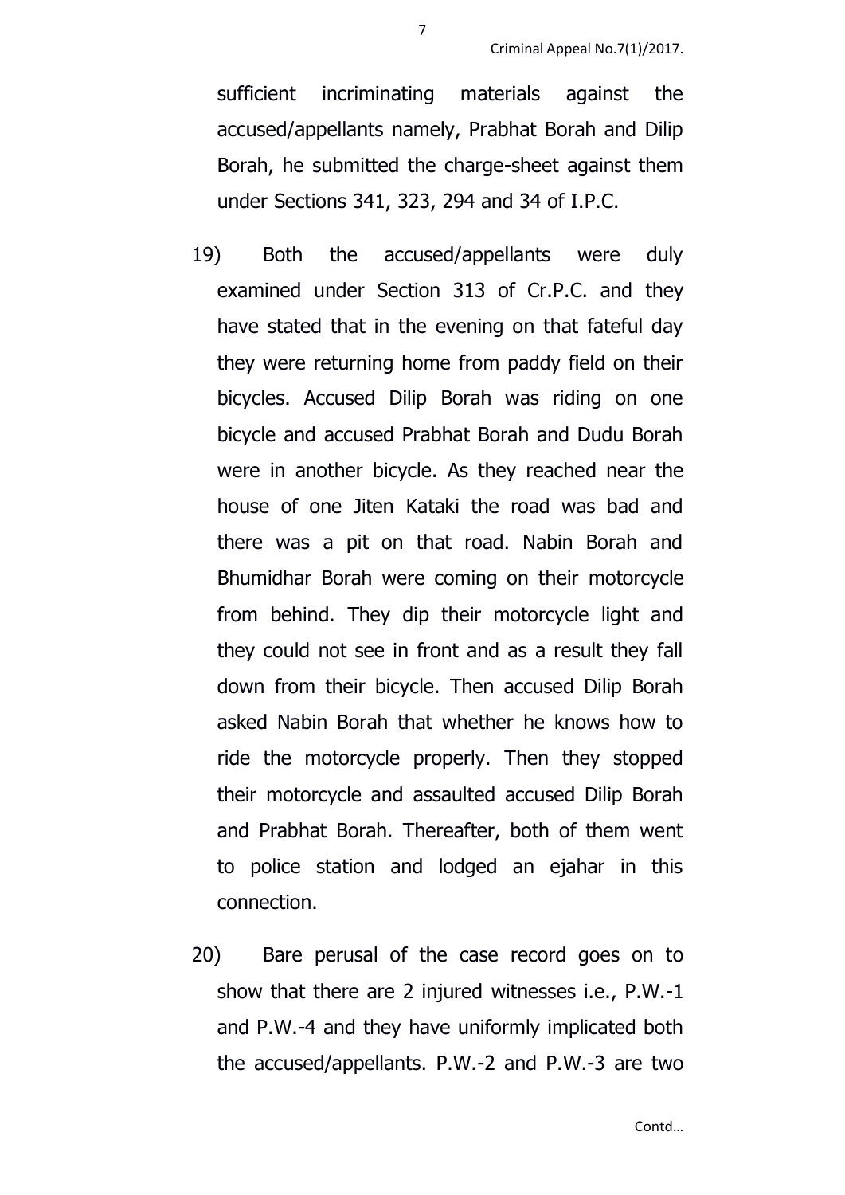sufficient incriminating materials against the accused/appellants namely, Prabhat Borah and Dilip Borah, he submitted the charge-sheet against them under Sections 341, 323, 294 and 34 of I.P.C.

19) Both the accused/appellants were duly examined under Section 313 of Cr.P.C. and they have stated that in the evening on that fateful day they were returning home from paddy field on their bicycles. Accused Dilip Borah was riding on one bicycle and accused Prabhat Borah and Dudu Borah were in another bicycle. As they reached near the house of one Jiten Kataki the road was bad and there was a pit on that road. Nabin Borah and Bhumidhar Borah were coming on their motorcycle from behind. They dip their motorcycle light and they could not see in front and as a result they fall down from their bicycle. Then accused Dilip Borah asked Nabin Borah that whether he knows how to ride the motorcycle properly. Then they stopped their motorcycle and assaulted accused Dilip Borah and Prabhat Borah. Thereafter, both of them went to police station and lodged an ejahar in this connection.

20) Bare perusal of the case record goes on to show that there are 2 injured witnesses i.e., P.W.-1 and P.W.-4 and they have uniformly implicated both the accused/appellants. P.W.-2 and P.W.-3 are two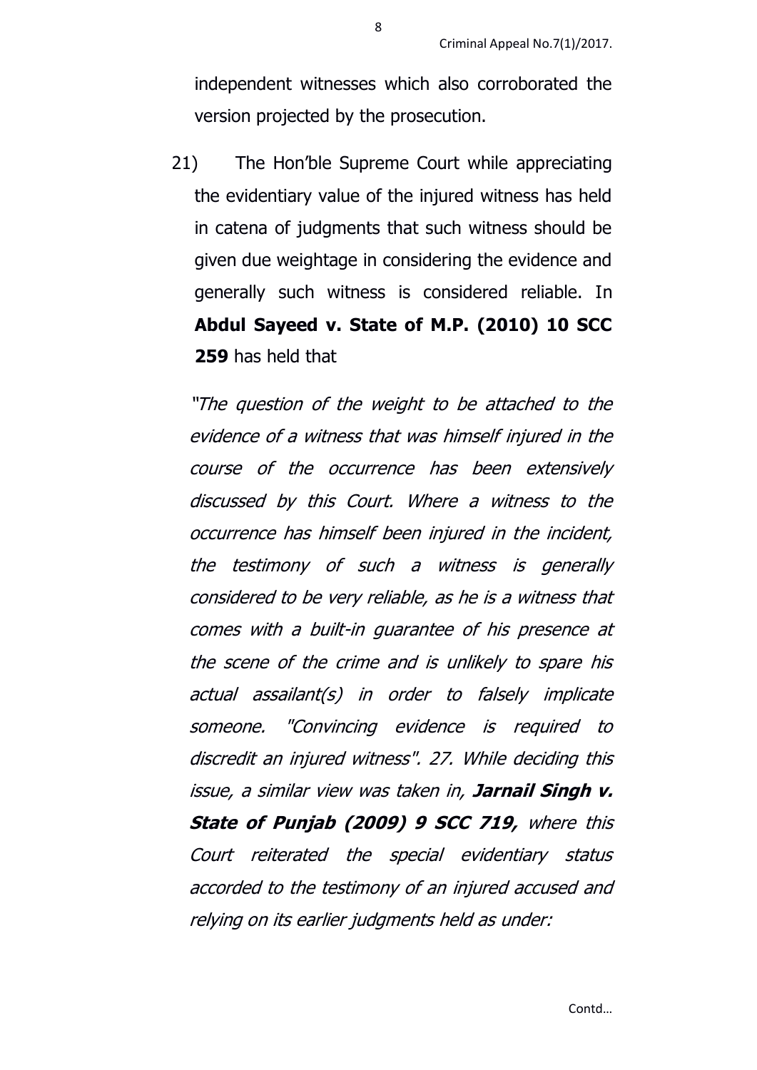independent witnesses which also corroborated the version projected by the prosecution.

21) The Hon'ble Supreme Court while appreciating the evidentiary value of the injured witness has held in catena of judgments that such witness should be given due weightage in considering the evidence and generally such witness is considered reliable. In **Abdul Sayeed v. State of M.P. (2010) 10 SCC 259** has held that

*"The question of the weight to be attached to the evidence of a witness that was himself injured in the course of the occurrence has been extensively discussed by this Court. Where a witness to the occurrence has himself been injured in the incident, the testimony of such a witness is generally considered to be very reliable, as he is a witness that comes with a built-in guarantee of his presence at the scene of the crime and is unlikely to spare his actual assailant(s) in order to falsely implicate someone. "Convincing evidence is required to discredit an injured witness". 27. While deciding this issue, a similar view was taken in,* ***Jarnail Singh v. State of Punjab (2009) 9 SCC 719,*** *where this Court reiterated the special evidentiary status accorded to the testimony of an injured accused and relying on its earlier judgments held as under:*

Contd…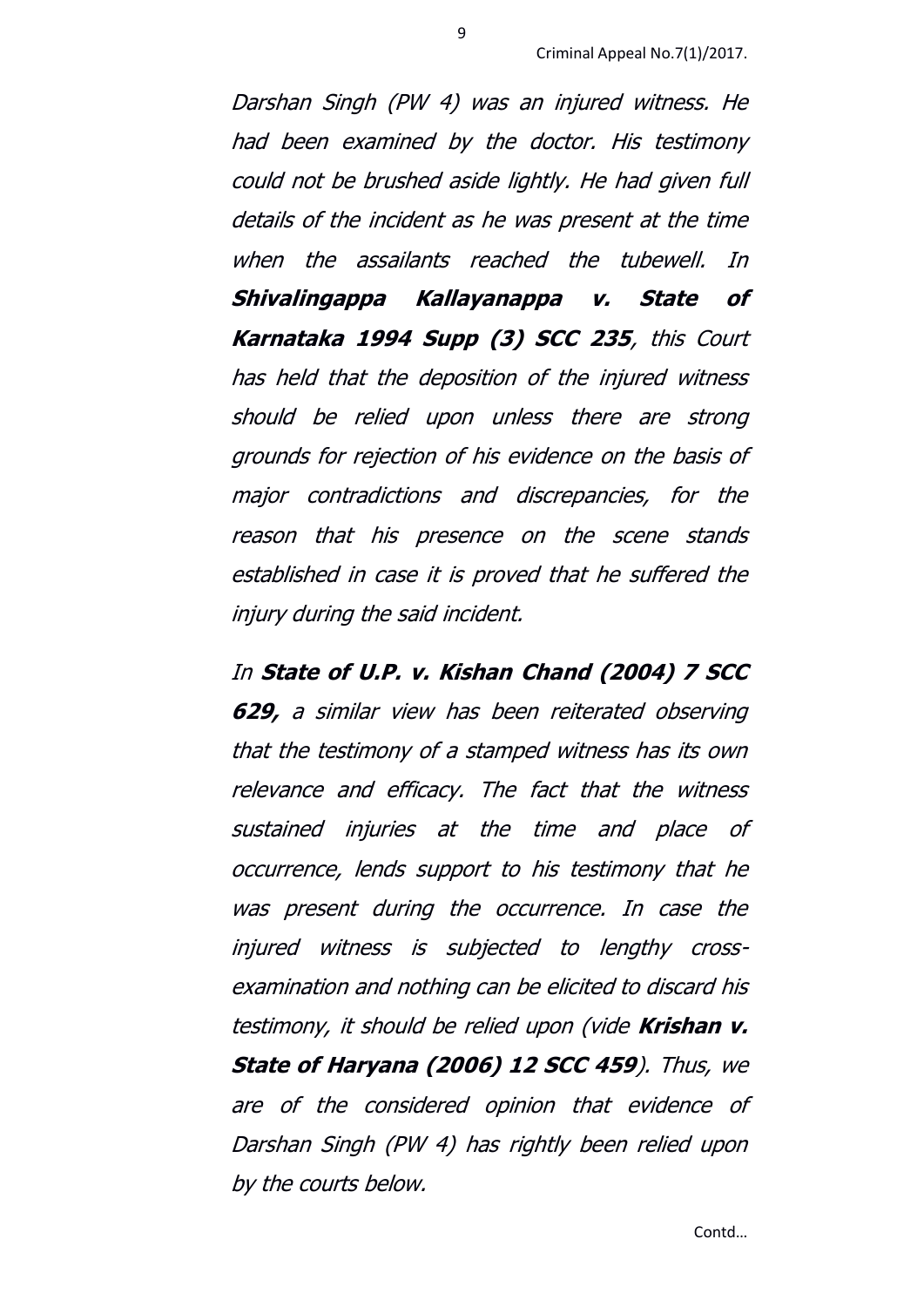*Darshan Singh (PW 4) was an injured witness. He had been examined by the doctor. His testimony could not be brushed aside lightly. He had given full details of the incident as he was present at the time when the assailants reached the tubewell. In **Shivalingappa Kallayanappa v. State of Karnataka 1994 Supp (3) SCC 235**, this Court has held that the deposition of the injured witness should be relied upon unless there are strong grounds for rejection of his evidence on the basis of major contradictions and discrepancies, for the reason that his presence on the scene stands established in case it is proved that he suffered the injury during the said incident.*

*In **State of U.P. v. Kishan Chand (2004) 7 SCC 629,** a similar view has been reiterated observing that the testimony of a stamped witness has its own relevance and efficacy. The fact that the witness sustained injuries at the time and place of occurrence, lends support to his testimony that he was present during the occurrence. In case the injured witness is subjected to lengthy cross-examination and nothing can be elicited to discard his testimony, it should be relied upon (vide **Krishan v. State of Haryana (2006) 12 SCC 459**). Thus, we are of the considered opinion that evidence of Darshan Singh (PW 4) has rightly been relied upon by the courts below.*

Contd…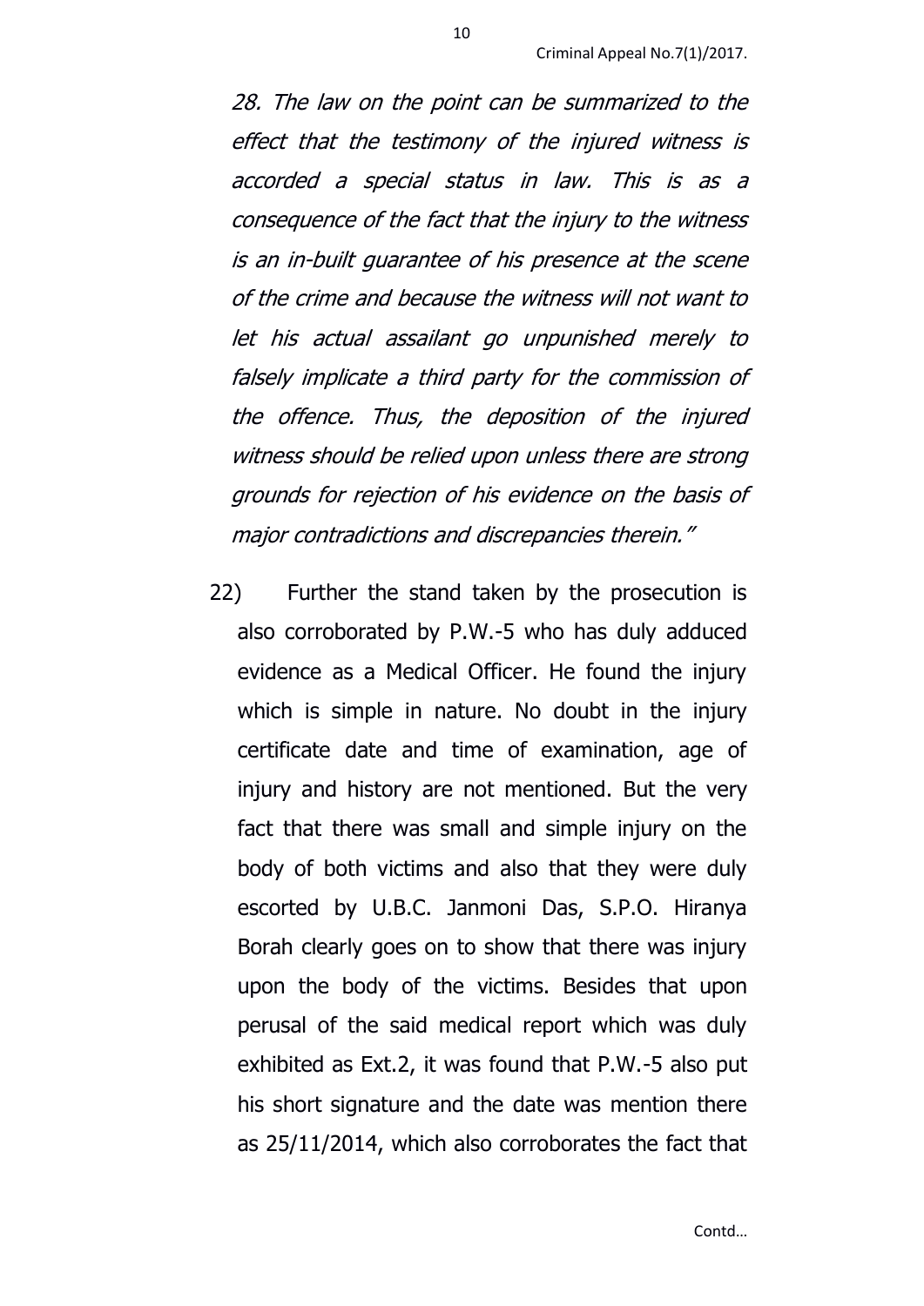*28. The law on the point can be summarized to the effect that the testimony of the injured witness is accorded a special status in law. This is as a consequence of the fact that the injury to the witness is an in-built guarantee of his presence at the scene of the crime and because the witness will not want to let his actual assailant go unpunished merely to falsely implicate a third party for the commission of the offence. Thus, the deposition of the injured witness should be relied upon unless there are strong grounds for rejection of his evidence on the basis of major contradictions and discrepancies therein."*

22) Further the stand taken by the prosecution is also corroborated by P.W.-5 who has duly adduced evidence as a Medical Officer. He found the injury which is simple in nature. No doubt in the injury certificate date and time of examination, age of injury and history are not mentioned. But the very fact that there was small and simple injury on the body of both victims and also that they were duly escorted by U.B.C. Janmoni Das, S.P.O. Hiranya Borah clearly goes on to show that there was injury upon the body of the victims. Besides that upon perusal of the said medical report which was duly exhibited as Ext.2, it was found that P.W.-5 also put his short signature and the date was mention there as 25/11/2014, which also corroborates the fact that

Contd…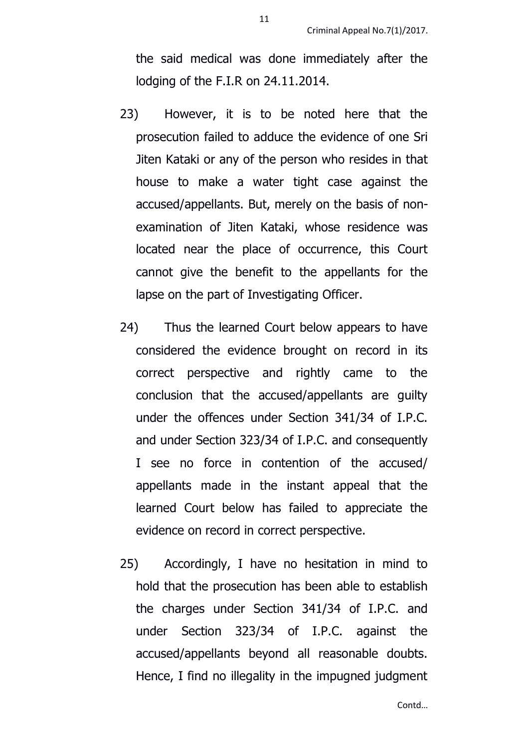the said medical was done immediately after the lodging of the F.I.R on 24.11.2014.

23) However, it is to be noted here that the prosecution failed to adduce the evidence of one Sri Jiten Kataki or any of the person who resides in that house to make a water tight case against the accused/appellants. But, merely on the basis of non-examination of Jiten Kataki, whose residence was located near the place of occurrence, this Court cannot give the benefit to the appellants for the lapse on the part of Investigating Officer.

24) Thus the learned Court below appears to have considered the evidence brought on record in its correct perspective and rightly came to the conclusion that the accused/appellants are guilty under the offences under Section 341/34 of I.P.C. and under Section 323/34 of I.P.C. and consequently I see no force in contention of the accused/ appellants made in the instant appeal that the learned Court below has failed to appreciate the evidence on record in correct perspective.

25) Accordingly, I have no hesitation in mind to hold that the prosecution has been able to establish the charges under Section 341/34 of I.P.C. and under Section 323/34 of I.P.C. against the accused/appellants beyond all reasonable doubts. Hence, I find no illegality in the impugned judgment

Contd…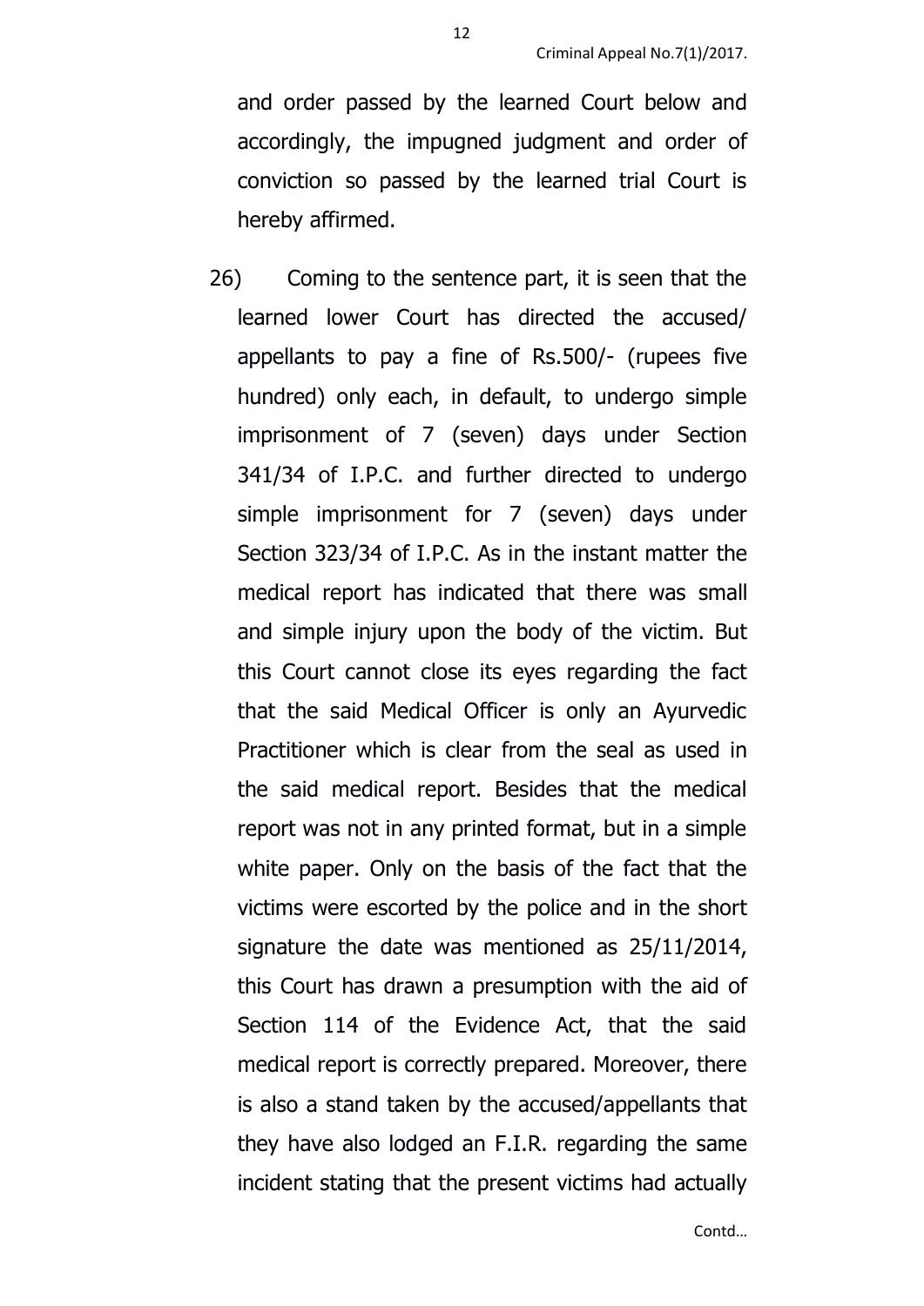and order passed by the learned Court below and accordingly, the impugned judgment and order of conviction so passed by the learned trial Court is hereby affirmed.

26) Coming to the sentence part, it is seen that the learned lower Court has directed the accused/ appellants to pay a fine of Rs.500/- (rupees five hundred) only each, in default, to undergo simple imprisonment of 7 (seven) days under Section 341/34 of I.P.C. and further directed to undergo simple imprisonment for 7 (seven) days under Section 323/34 of I.P.C. As in the instant matter the medical report has indicated that there was small and simple injury upon the body of the victim. But this Court cannot close its eyes regarding the fact that the said Medical Officer is only an Ayurvedic Practitioner which is clear from the seal as used in the said medical report. Besides that the medical report was not in any printed format, but in a simple white paper. Only on the basis of the fact that the victims were escorted by the police and in the short signature the date was mentioned as 25/11/2014, this Court has drawn a presumption with the aid of Section 114 of the Evidence Act, that the said medical report is correctly prepared. Moreover, there is also a stand taken by the accused/appellants that they have also lodged an F.I.R. regarding the same incident stating that the present victims had actually

Contd…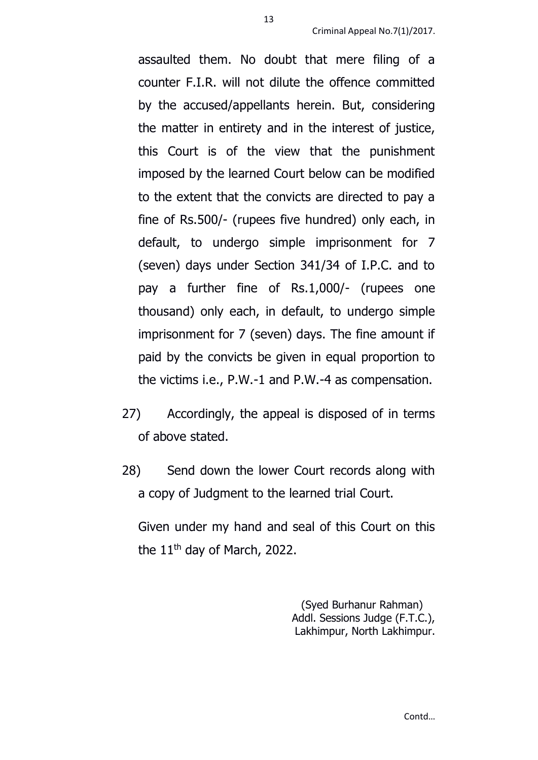assaulted them. No doubt that mere filing of a counter F.I.R. will not dilute the offence committed by the accused/appellants herein. But, considering the matter in entirety and in the interest of justice, this Court is of the view that the punishment imposed by the learned Court below can be modified to the extent that the convicts are directed to pay a fine of Rs.500/- (rupees five hundred) only each, in default, to undergo simple imprisonment for 7 (seven) days under Section 341/34 of I.P.C. and to pay a further fine of Rs.1,000/- (rupees one thousand) only each, in default, to undergo simple imprisonment for 7 (seven) days. The fine amount if paid by the convicts be given in equal proportion to the victims i.e., P.W.-1 and P.W.-4 as compensation.

27) Accordingly, the appeal is disposed of in terms of above stated.

28) Send down the lower Court records along with a copy of Judgment to the learned trial Court.

Given under my hand and seal of this Court on this the 11th day of March, 2022.

(Syed Burhanur Rahman)
Addl. Sessions Judge (F.T.C.),
Lakhimpur, North Lakhimpur.

Contd…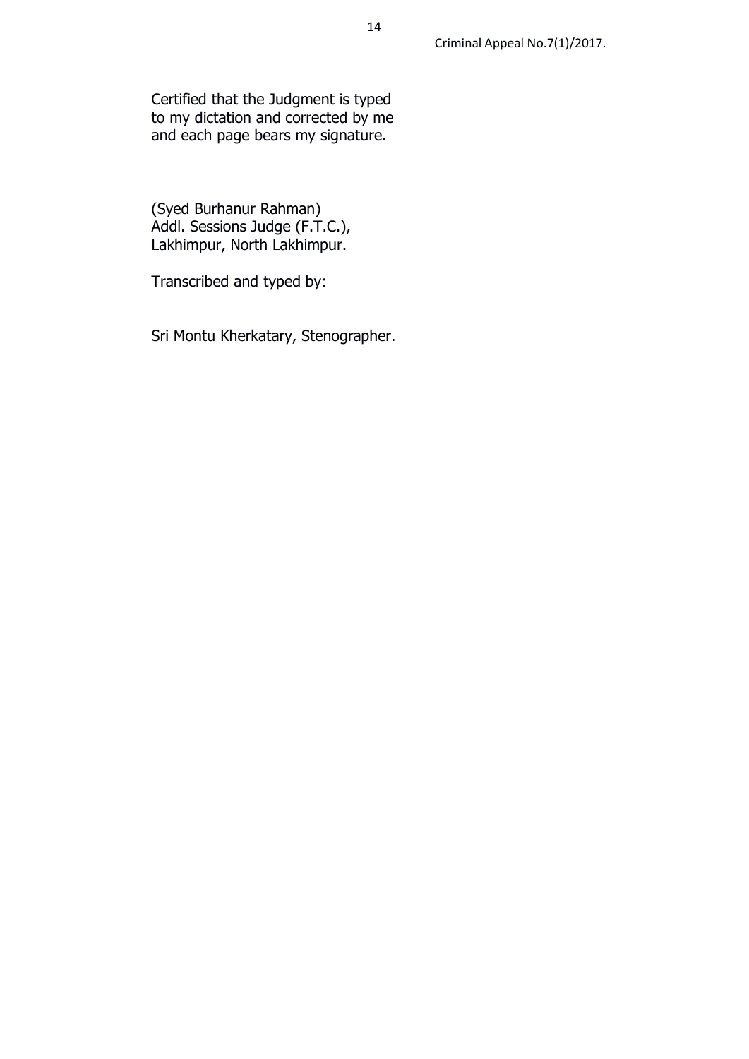Certified that the Judgment is typed
to my dictation and corrected by me
and each page bears my signature.

(Syed Burhanur Rahman)
Addl. Sessions Judge (F.T.C.),
Lakhimpur, North Lakhimpur.

Transcribed and typed by:

Sri Montu Kherkatary, Stenographer.